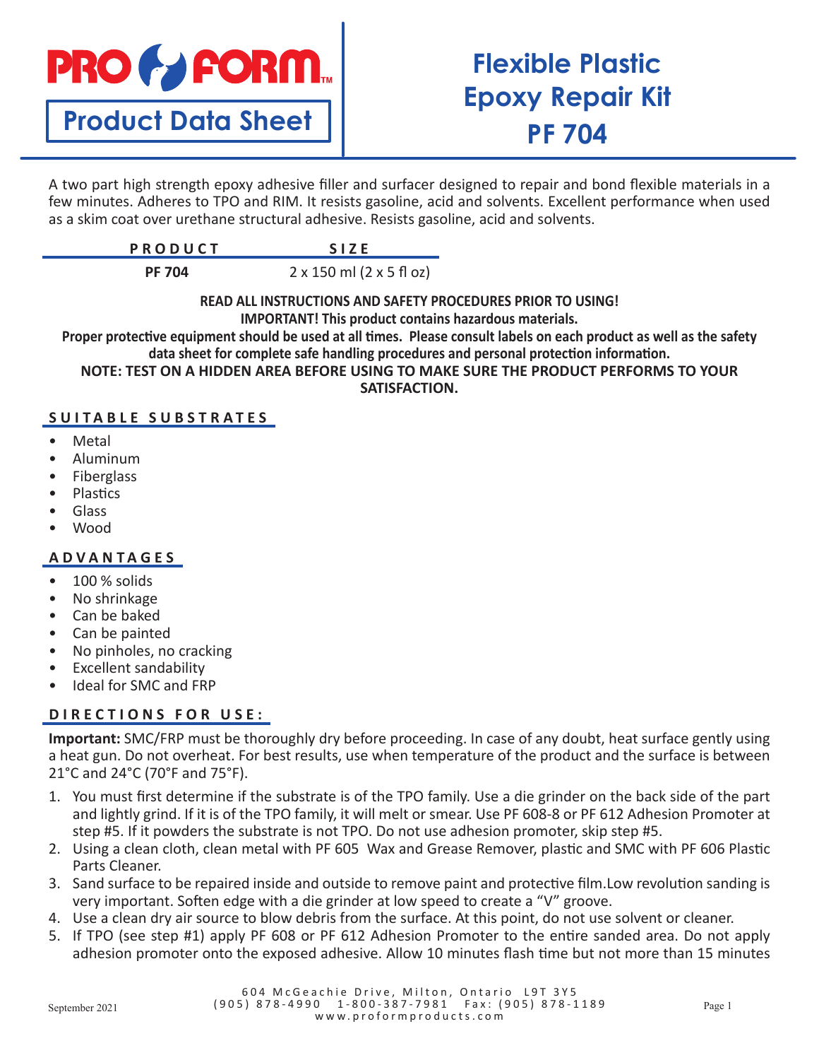# Flexible Plastic Epoxy Repair Kit PF 704

**PRO FORM™**

**Product Data Sheet**

A two part high strength epoxy adhesive filler and surfacer designed to repair and bond flexible materials in a few minutes. Adheres to TPO and RIM. It resists gasoline, acid and solvents. Excellent performance when used as a skim coat over urethane structural adhesive. Resists gasoline, acid and solvents.

| PRODUCT | SIZE |
|---|---|
| **PF 704** | 2 x 150 ml (2 x 5 fl oz) |

**READ ALL INSTRUCTIONS AND SAFETY PROCEDURES PRIOR TO USING!**
**IMPORTANT! This product contains hazardous materials.**
**Proper protective equipment should be used at all times. Please consult labels on each product as well as the safety data sheet for complete safe handling procedures and personal protection information.**
**NOTE: TEST ON A HIDDEN AREA BEFORE USING TO MAKE SURE THE PRODUCT PERFORMS TO YOUR SATISFACTION.**

## SUITABLE SUBSTRATES

- Metal
- Aluminum
- Fiberglass
- Plastics
- Glass
- Wood

## ADVANTAGES

- 100 % solids
- No shrinkage
- Can be baked
- Can be painted
- No pinholes, no cracking
- Excellent sandability
- Ideal for SMC and FRP

## DIRECTIONS FOR USE:

**Important:** SMC/FRP must be thoroughly dry before proceeding. In case of any doubt, heat surface gently using a heat gun. Do not overheat. For best results, use when temperature of the product and the surface is between 21°C and 24°C (70°F and 75°F).

1. You must first determine if the substrate is of the TPO family. Use a die grinder on the back side of the part and lightly grind. If it is of the TPO family, it will melt or smear. Use PF 608-8 or PF 612 Adhesion Promoter at step #5. If it powders the substrate is not TPO. Do not use adhesion promoter, skip step #5.
2. Using a clean cloth, clean metal with PF 605 Wax and Grease Remover, plastic and SMC with PF 606 Plastic Parts Cleaner.
3. Sand surface to be repaired inside and outside to remove paint and protective film.Low revolution sanding is very important. Soften edge with a die grinder at low speed to create a "V" groove.
4. Use a clean dry air source to blow debris from the surface. At this point, do not use solvent or cleaner.
5. If TPO (see step #1) apply PF 608 or PF 612 Adhesion Promoter to the entire sanded area. Do not apply adhesion promoter onto the exposed adhesive. Allow 10 minutes flash time but not more than 15 minutes

604 McGeachie Drive, Milton, Ontario L9T 3Y5
(905) 878-4990 1-800-387-7981 Fax: (905) 878-1189
www.proformproducts.com

September 2021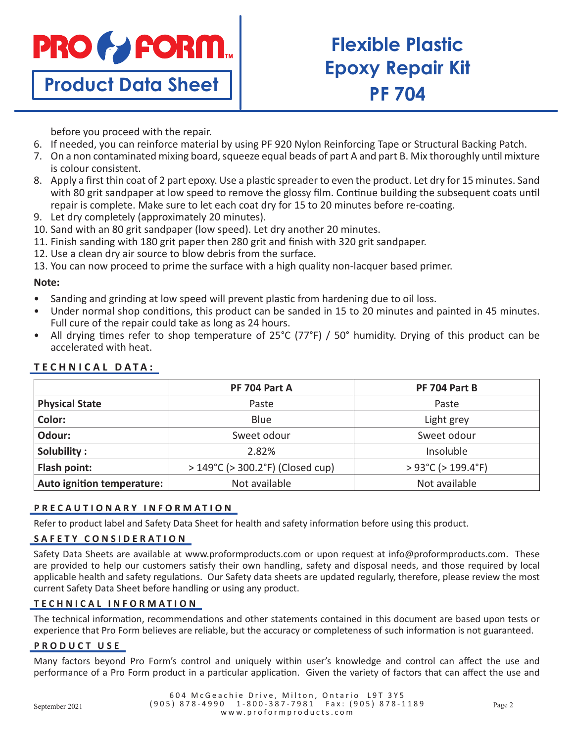before you proceed with the repair.

6. If needed, you can reinforce material by using PF 920 Nylon Reinforcing Tape or Structural Backing Patch.
7. On a non contaminated mixing board, squeeze equal beads of part A and part B. Mix thoroughly until mixture is colour consistent.
8. Apply a first thin coat of 2 part epoxy. Use a plastic spreader to even the product. Let dry for 15 minutes. Sand with 80 grit sandpaper at low speed to remove the glossy film. Continue building the subsequent coats until repair is complete. Make sure to let each coat dry for 15 to 20 minutes before re-coating.
9. Let dry completely (approximately 20 minutes).
10. Sand with an 80 grit sandpaper (low speed). Let dry another 20 minutes.
11. Finish sanding with 180 grit paper then 280 grit and finish with 320 grit sandpaper.
12. Use a clean dry air source to blow debris from the surface.
13. You can now proceed to prime the surface with a high quality non-lacquer based primer.

**Note:**

- Sanding and grinding at low speed will prevent plastic from hardening due to oil loss.
- Under normal shop conditions, this product can be sanded in 15 to 20 minutes and painted in 45 minutes. Full cure of the repair could take as long as 24 hours.
- All drying times refer to shop temperature of 25°C (77°F) / 50° humidity. Drying of this product can be accelerated with heat.

## TECHNICAL DATA:

| | PF 704 Part A | PF 704 Part B |
|---|---|---|
| **Physical State** | Paste | Paste |
| **Color:** | Blue | Light grey |
| **Odour:** | Sweet odour | Sweet odour |
| **Solubility :** | 2.82% | Insoluble |
| **Flash point:** | > 149°C (> 300.2°F) (Closed cup) | > 93°C (> 199.4°F) |
| **Auto ignition temperature:** | Not available | Not available |

## PRECAUTIONARY INFORMATION

Refer to product label and Safety Data Sheet for health and safety information before using this product.

## SAFETY CONSIDERATION

Safety Data Sheets are available at www.proformproducts.com or upon request at info@proformproducts.com. These are provided to help our customers satisfy their own handling, safety and disposal needs, and those required by local applicable health and safety regulations. Our Safety data sheets are updated regularly, therefore, please review the most current Safety Data Sheet before handling or using any product.

## TECHNICAL INFORMATION

The technical information, recommendations and other statements contained in this document are based upon tests or experience that Pro Form believes are reliable, but the accuracy or completeness of such information is not guaranteed.

## PRODUCT USE

Many factors beyond Pro Form's control and uniquely within user's knowledge and control can affect the use and performance of a Pro Form product in a particular application. Given the variety of factors that can affect the use and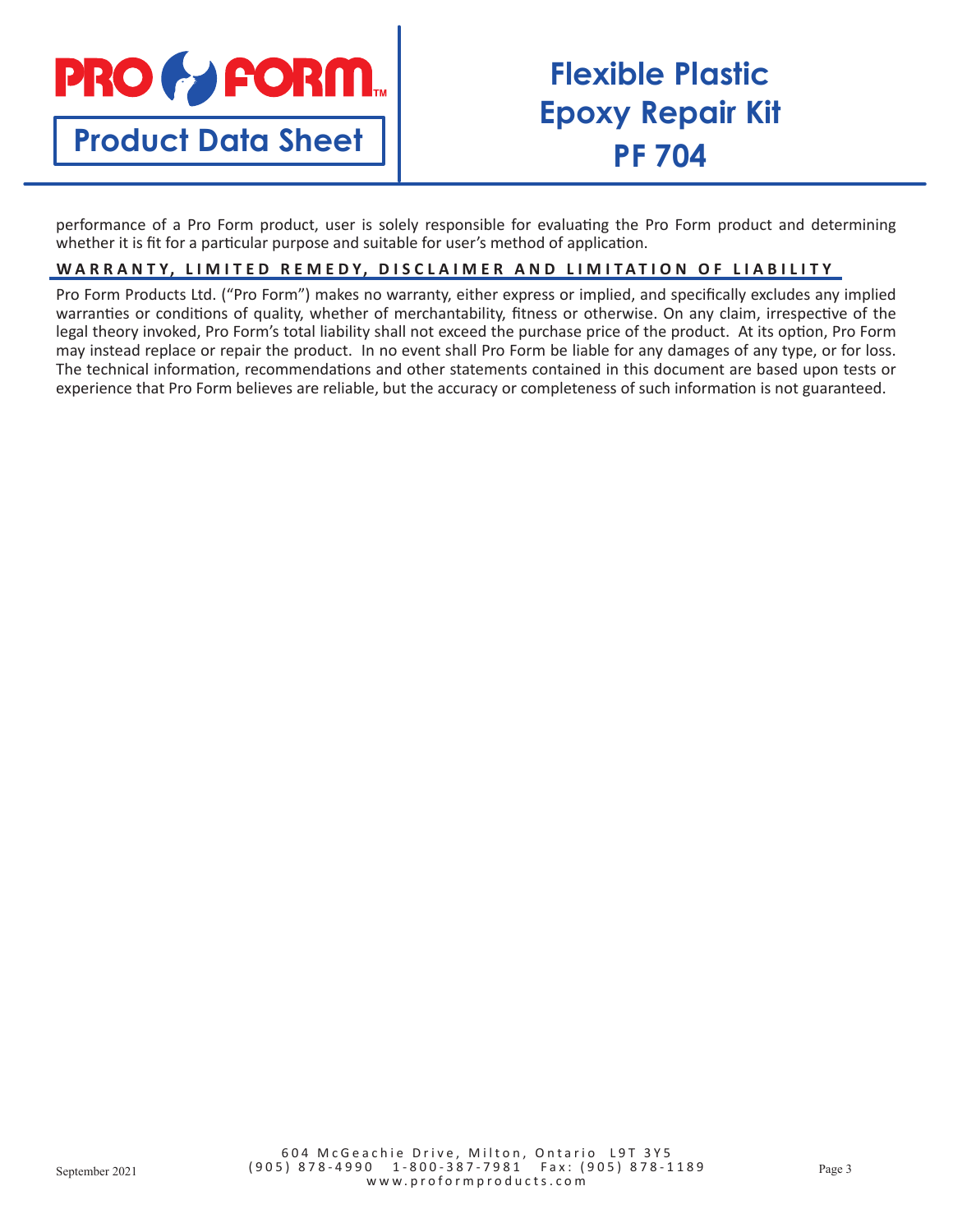performance of a Pro Form product, user is solely responsible for evaluating the Pro Form product and determining whether it is fit for a particular purpose and suitable for user's method of application.

## WARRANTY, LIMITED REMEDY, DISCLAIMER AND LIMITATION OF LIABILITY

Pro Form Products Ltd. ("Pro Form") makes no warranty, either express or implied, and specifically excludes any implied warranties or conditions of quality, whether of merchantability, fitness or otherwise. On any claim, irrespective of the legal theory invoked, Pro Form's total liability shall not exceed the purchase price of the product. At its option, Pro Form may instead replace or repair the product. In no event shall Pro Form be liable for any damages of any type, or for loss. The technical information, recommendations and other statements contained in this document are based upon tests or experience that Pro Form believes are reliable, but the accuracy or completeness of such information is not guaranteed.